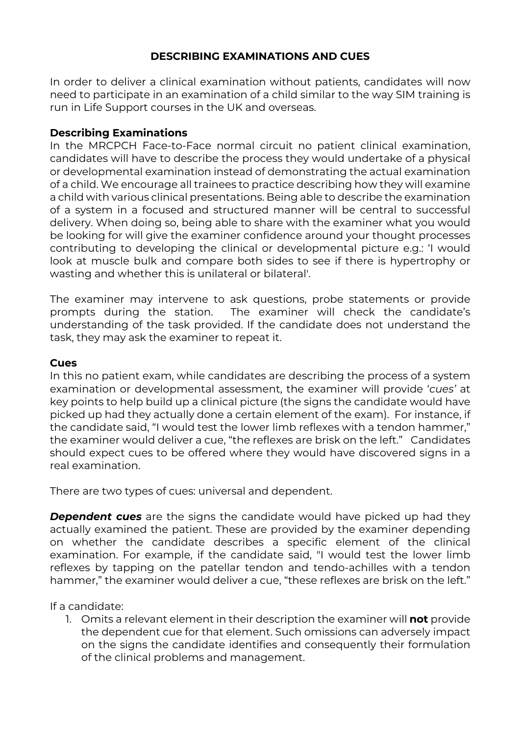# DESCRIBING EXAMINATIONS AND CUES

In order to deliver a clinical examination without patients, candidates will now need to participate in an examination of a child similar to the way SIM training is run in Life Support courses in the UK and overseas.

## Describing Examinations

In the MRCPCH Face-to-Face normal circuit no patient clinical examination, candidates will have to describe the process they would undertake of a physical or developmental examination instead of demonstrating the actual examination of a child. We encourage all trainees to practice describing how they will examine a child with various clinical presentations. Being able to describe the examination of a system in a focused and structured manner will be central to successful delivery. When doing so, being able to share with the examiner what you would be looking for will give the examiner confidence around your thought processes contributing to developing the clinical or developmental picture e.g.: 'I would look at muscle bulk and compare both sides to see if there is hypertrophy or wasting and whether this is unilateral or bilateral'.

The examiner may intervene to ask questions, probe statements or provide prompts during the station. The examiner will check the candidate's understanding of the task provided. If the candidate does not understand the task, they may ask the examiner to repeat it.

## Cues

In this no patient exam, while candidates are describing the process of a system examination or developmental assessment, the examiner will provide '*cues*' at key points to help build up a clinical picture (the signs the candidate would have picked up had they actually done a certain element of the exam). For instance, if the candidate said, "I would test the lower limb reflexes with a tendon hammer," the examiner would deliver a cue, "the reflexes are brisk on the left." Candidates should expect cues to be offered where they would have discovered signs in a real examination.

There are two types of cues: universal and dependent.

***Dependent cues*** are the signs the candidate would have picked up had they actually examined the patient. These are provided by the examiner depending on whether the candidate describes a specific element of the clinical examination. For example, if the candidate said, "I would test the lower limb reflexes by tapping on the patellar tendon and tendo-achilles with a tendon hammer," the examiner would deliver a cue, "these reflexes are brisk on the left."

If a candidate:

1. Omits a relevant element in their description the examiner will **not** provide the dependent cue for that element. Such omissions can adversely impact on the signs the candidate identifies and consequently their formulation of the clinical problems and management.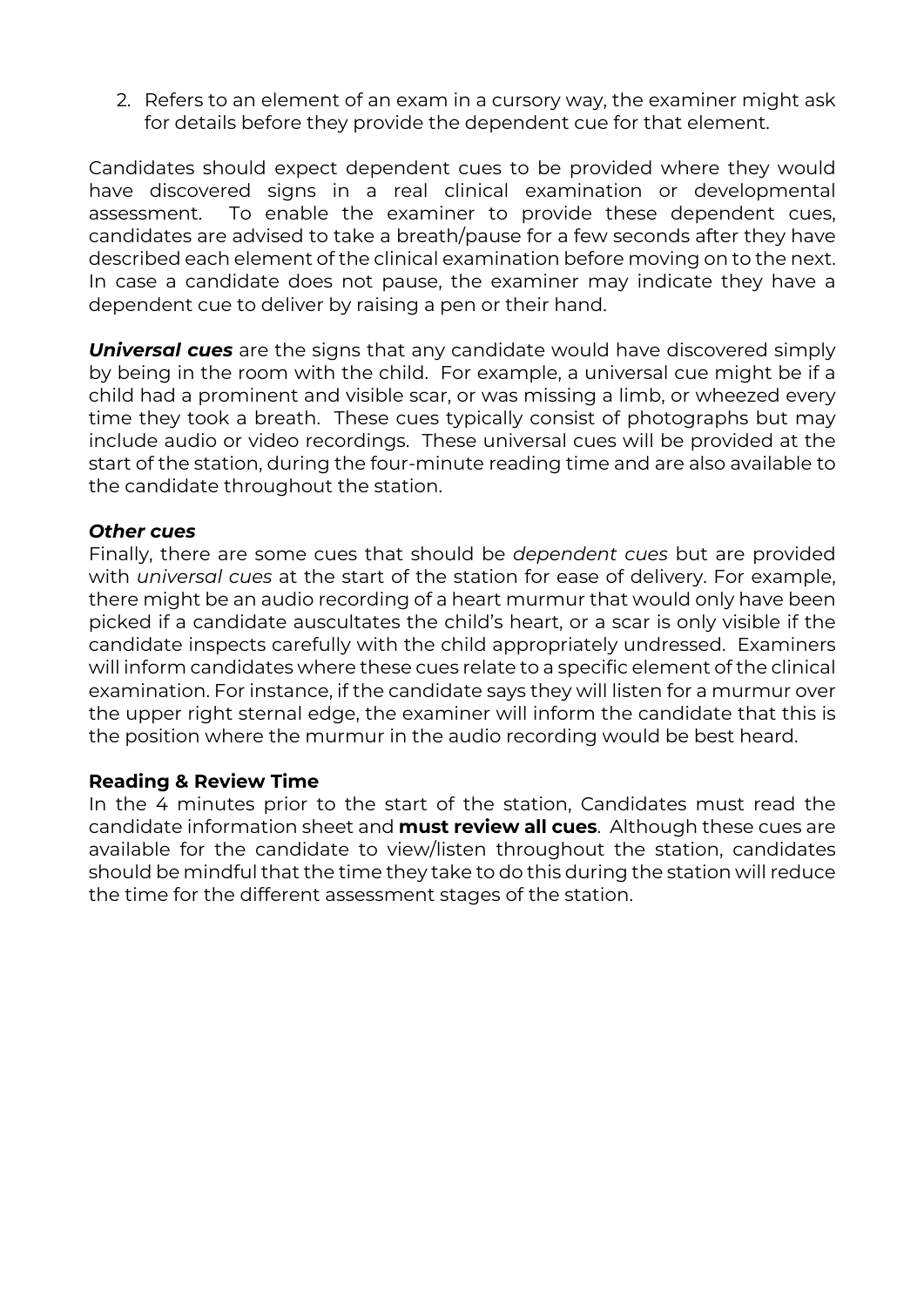2. Refers to an element of an exam in a cursory way, the examiner might ask for details before they provide the dependent cue for that element.

Candidates should expect dependent cues to be provided where they would have discovered signs in a real clinical examination or developmental assessment. To enable the examiner to provide these dependent cues, candidates are advised to take a breath/pause for a few seconds after they have described each element of the clinical examination before moving on to the next. In case a candidate does not pause, the examiner may indicate they have a dependent cue to deliver by raising a pen or their hand.

***Universal cues*** are the signs that any candidate would have discovered simply by being in the room with the child. For example, a universal cue might be if a child had a prominent and visible scar, or was missing a limb, or wheezed every time they took a breath. These cues typically consist of photographs but may include audio or video recordings. These universal cues will be provided at the start of the station, during the four-minute reading time and are also available to the candidate throughout the station.

***Other cues***

Finally, there are some cues that should be *dependent cues* but are provided with *universal cues* at the start of the station for ease of delivery. For example, there might be an audio recording of a heart murmur that would only have been picked if a candidate auscultates the child's heart, or a scar is only visible if the candidate inspects carefully with the child appropriately undressed. Examiners will inform candidates where these cues relate to a specific element of the clinical examination. For instance, if the candidate says they will listen for a murmur over the upper right sternal edge, the examiner will inform the candidate that this is the position where the murmur in the audio recording would be best heard.

**Reading & Review Time**

In the 4 minutes prior to the start of the station, Candidates must read the candidate information sheet and **must review all cues**. Although these cues are available for the candidate to view/listen throughout the station, candidates should be mindful that the time they take to do this during the station will reduce the time for the different assessment stages of the station.